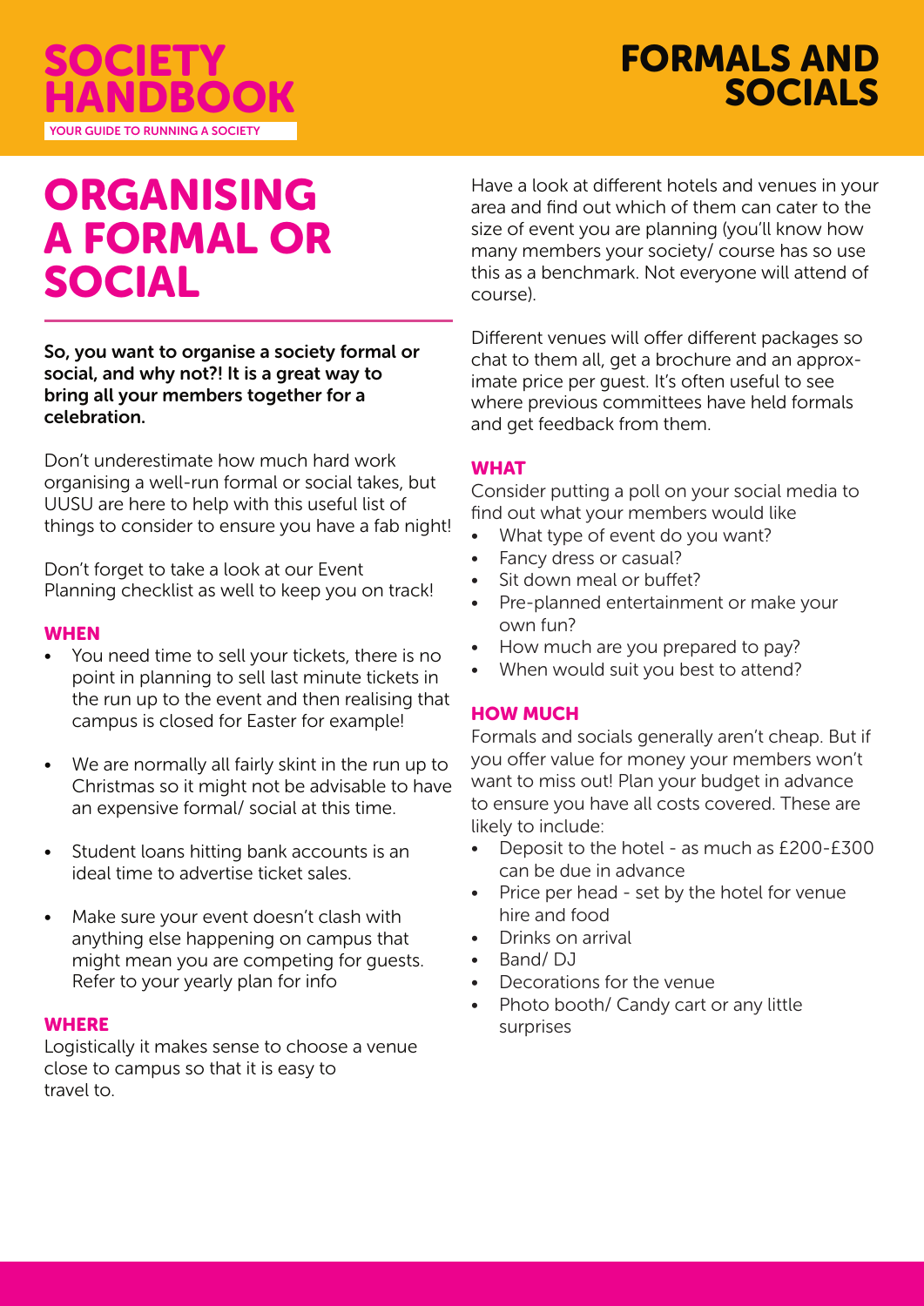# ORGANISING A FORMAL OR SOCIAL

**So, you want to organise a society formal or social, and why not?! It is a great way to bring all your members together for a celebration.**

Don't underestimate how much hard work organising a well-run formal or social takes, but UUSU are here to help with this useful list of things to consider to ensure you have a fab night!

Don't forget to take a look at our Event Planning checklist as well to keep you on track!

### WHEN

- You need time to sell your tickets, there is no point in planning to sell last minute tickets in the run up to the event and then realising that campus is closed for Easter for example!
- We are normally all fairly skint in the run up to Christmas so it might not be advisable to have an expensive formal/ social at this time.
- Student loans hitting bank accounts is an ideal time to advertise ticket sales.
- Make sure your event doesn't clash with anything else happening on campus that might mean you are competing for guests. Refer to your yearly plan for info

### WHERE

Logistically it makes sense to choose a venue close to campus so that it is easy to travel to.

Have a look at different hotels and venues in your area and find out which of them can cater to the size of event you are planning (you'll know how many members your society/ course has so use this as a benchmark. Not everyone will attend of course).

Different venues will offer different packages so chat to them all, get a brochure and an approximate price per guest. It's often useful to see where previous committees have held formals and get feedback from them.

### WHAT

Consider putting a poll on your social media to find out what your members would like

- What type of event do you want?
- Fancy dress or casual?
- Sit down meal or buffet?
- Pre-planned entertainment or make your own fun?
- How much are you prepared to pay?
- When would suit you best to attend?

### HOW MUCH

Formals and socials generally aren't cheap. But if you offer value for money your members won't want to miss out! Plan your budget in advance to ensure you have all costs covered. These are likely to include:

- Deposit to the hotel - as much as £200-£300 can be due in advance
- Price per head - set by the hotel for venue hire and food
- Drinks on arrival
- Band/ DJ
- Decorations for the venue
- Photo booth/ Candy cart or any little surprises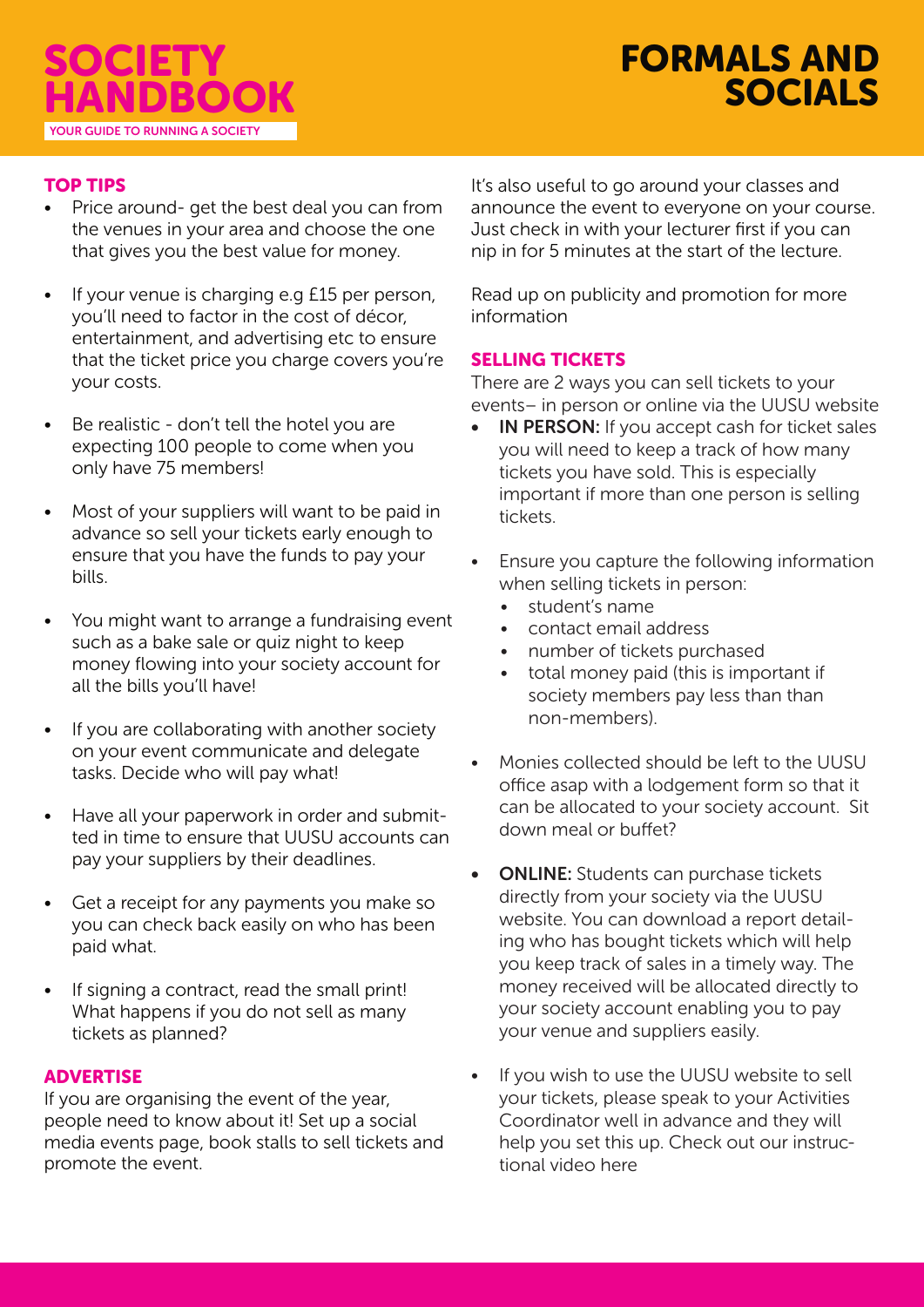# SOCIETY HANDBOOK

YOUR GUIDE TO RUNNING A SOCIETY

# FORMALS AND SOCIALS

## TOP TIPS

- Price around- get the best deal you can from the venues in your area and choose the one that gives you the best value for money.
- If your venue is charging e.g £15 per person, you'll need to factor in the cost of décor, entertainment, and advertising etc to ensure that the ticket price you charge covers you're your costs.
- Be realistic - don't tell the hotel you are expecting 100 people to come when you only have 75 members!
- Most of your suppliers will want to be paid in advance so sell your tickets early enough to ensure that you have the funds to pay your bills.
- You might want to arrange a fundraising event such as a bake sale or quiz night to keep money flowing into your society account for all the bills you'll have!
- If you are collaborating with another society on your event communicate and delegate tasks. Decide who will pay what!
- Have all your paperwork in order and submitted in time to ensure that UUSU accounts can pay your suppliers by their deadlines.
- Get a receipt for any payments you make so you can check back easily on who has been paid what.
- If signing a contract, read the small print! What happens if you do not sell as many tickets as planned?

## ADVERTISE

If you are organising the event of the year, people need to know about it! Set up a social media events page, book stalls to sell tickets and promote the event.

It's also useful to go around your classes and announce the event to everyone on your course. Just check in with your lecturer first if you can nip in for 5 minutes at the start of the lecture.

Read up on publicity and promotion for more information

## SELLING TICKETS

There are 2 ways you can sell tickets to your events– in person or online via the UUSU website

- **IN PERSON:** If you accept cash for ticket sales you will need to keep a track of how many tickets you have sold. This is especially important if more than one person is selling tickets.
- Ensure you capture the following information when selling tickets in person:
  - student's name
  - contact email address
  - number of tickets purchased
  - total money paid (this is important if society members pay less than than non-members).
- Monies collected should be left to the UUSU office asap with a lodgement form so that it can be allocated to your society account. Sit down meal or buffet?
- **ONLINE:** Students can purchase tickets directly from your society via the UUSU website. You can download a report detailing who has bought tickets which will help you keep track of sales in a timely way. The money received will be allocated directly to your society account enabling you to pay your venue and suppliers easily.
- If you wish to use the UUSU website to sell your tickets, please speak to your Activities Coordinator well in advance and they will help you set this up. Check out our instructional video here